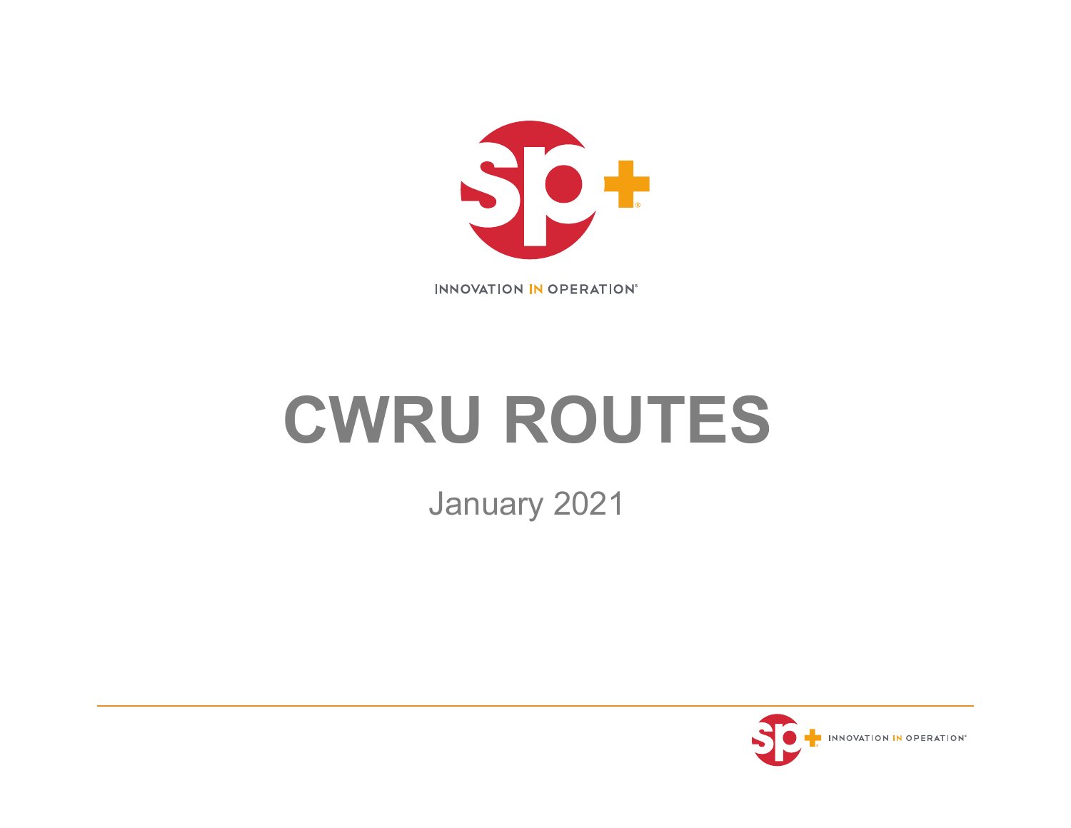INNOVATION IN OPERATION®

# CWRU ROUTES

January 2021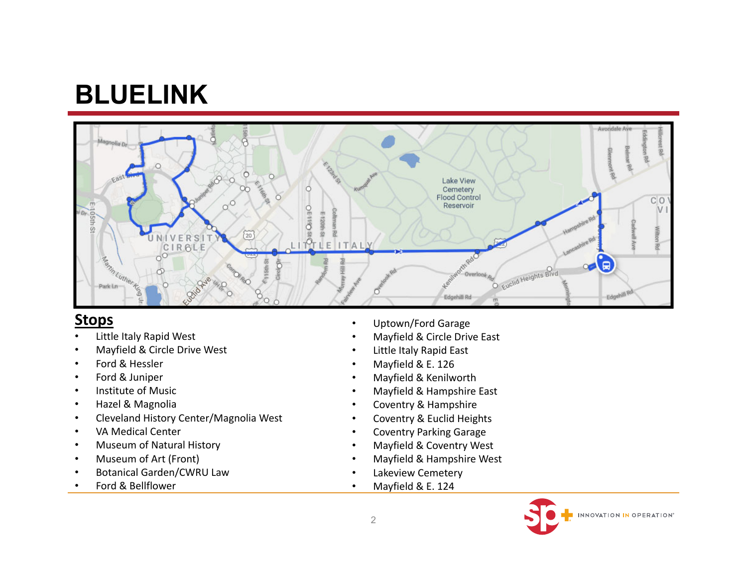# BLUELINK

## Stops

- Little Italy Rapid West
- Mayfield & Circle Drive West
- Ford & Hessler
- Ford & Juniper
- Institute of Music
- Hazel & Magnolia
- Cleveland History Center/Magnolia West
- VA Medical Center
- Museum of Natural History
- Museum of Art (Front)
- Botanical Garden/CWRU Law
- Ford & Bellflower
- Uptown/Ford Garage
- Mayfield & Circle Drive East
- Little Italy Rapid East
- Mayfield & E. 126
- Mayfield & Kenilworth
- Mayfield & Hampshire East
- Coventry & Hampshire
- Coventry & Euclid Heights
- Coventry Parking Garage
- Mayfield & Coventry West
- Mayfield & Hampshire West
- Lakeview Cemetery
- Mayfield & E. 124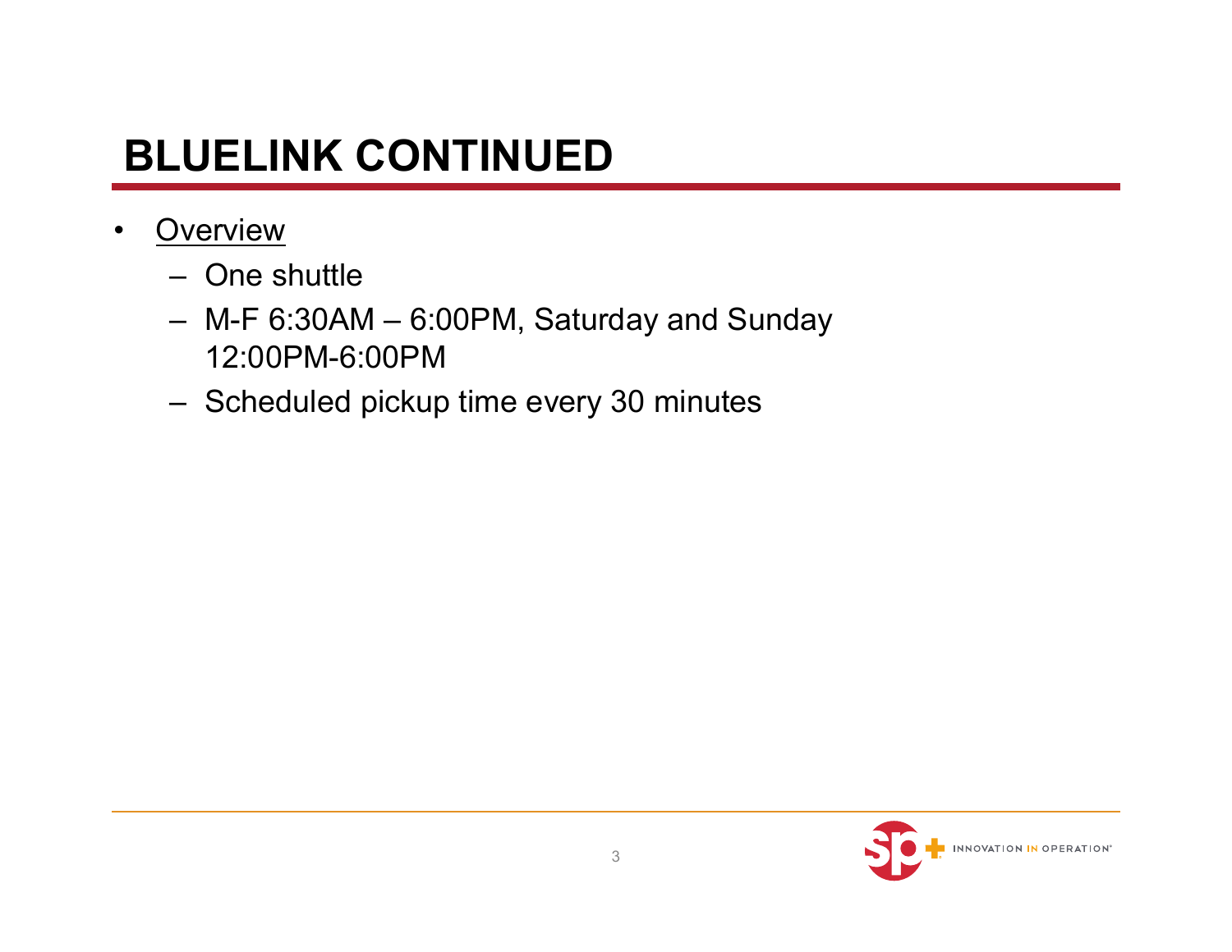# BLUELINK CONTINUED

- Overview
  - One shuttle
  - M-F 6:30AM – 6:00PM, Saturday and Sunday 12:00PM-6:00PM
  - Scheduled pickup time every 30 minutes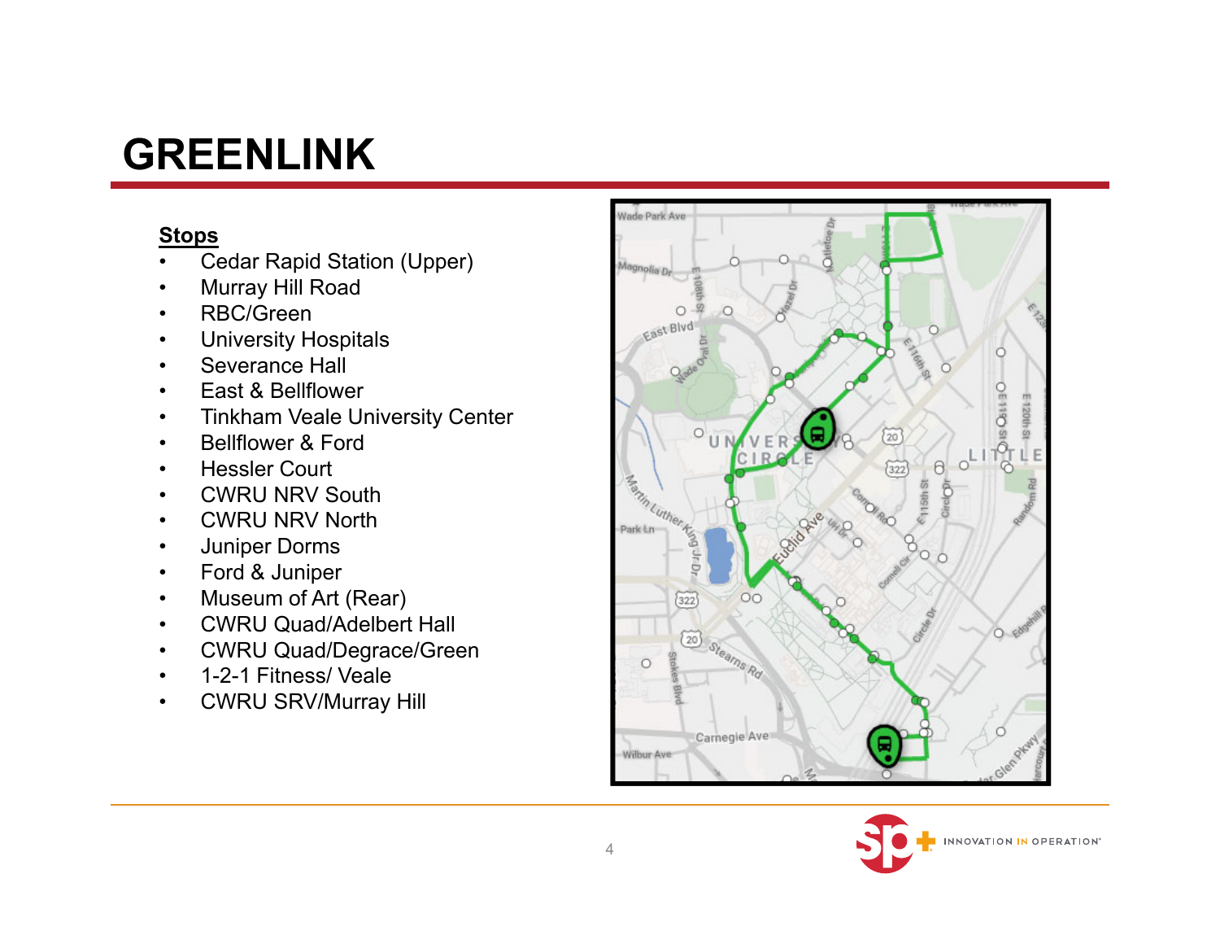# GREENLINK

**Stops**

- Cedar Rapid Station (Upper)
- Murray Hill Road
- RBC/Green
- University Hospitals
- Severance Hall
- East & Bellflower
- Tinkham Veale University Center
- Bellflower & Ford
- Hessler Court
- CWRU NRV South
- CWRU NRV North
- Juniper Dorms
- Ford & Juniper
- Museum of Art (Rear)
- CWRU Quad/Adelbert Hall
- CWRU Quad/Degrace/Green
- 1-2-1 Fitness/ Veale
- CWRU SRV/Murray Hill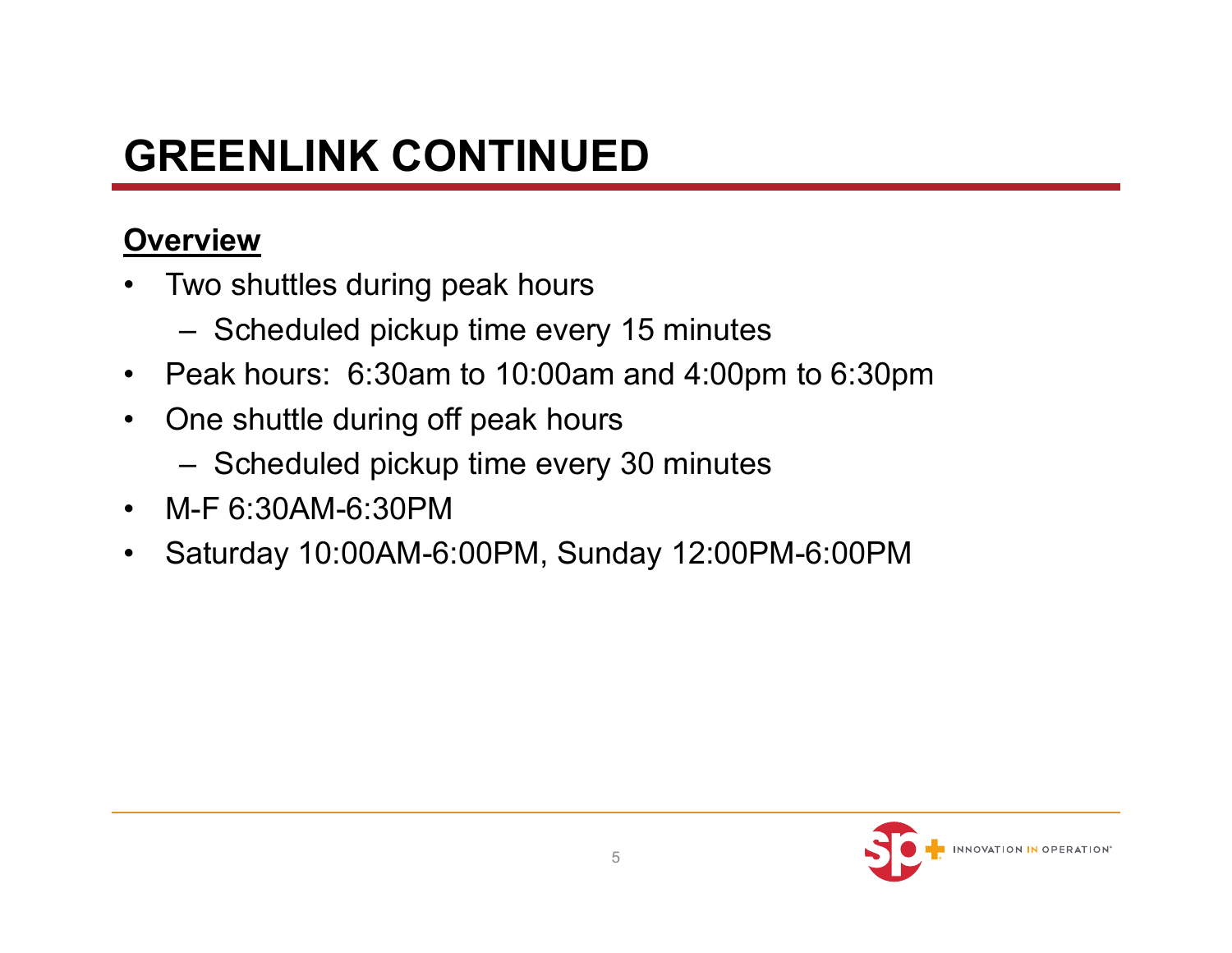# GREENLINK CONTINUED

**Overview**

- Two shuttles during peak hours
  - Scheduled pickup time every 15 minutes
- Peak hours: 6:30am to 10:00am and 4:00pm to 6:30pm
- One shuttle during off peak hours
  - Scheduled pickup time every 30 minutes
- M-F 6:30AM-6:30PM
- Saturday 10:00AM-6:00PM, Sunday 12:00PM-6:00PM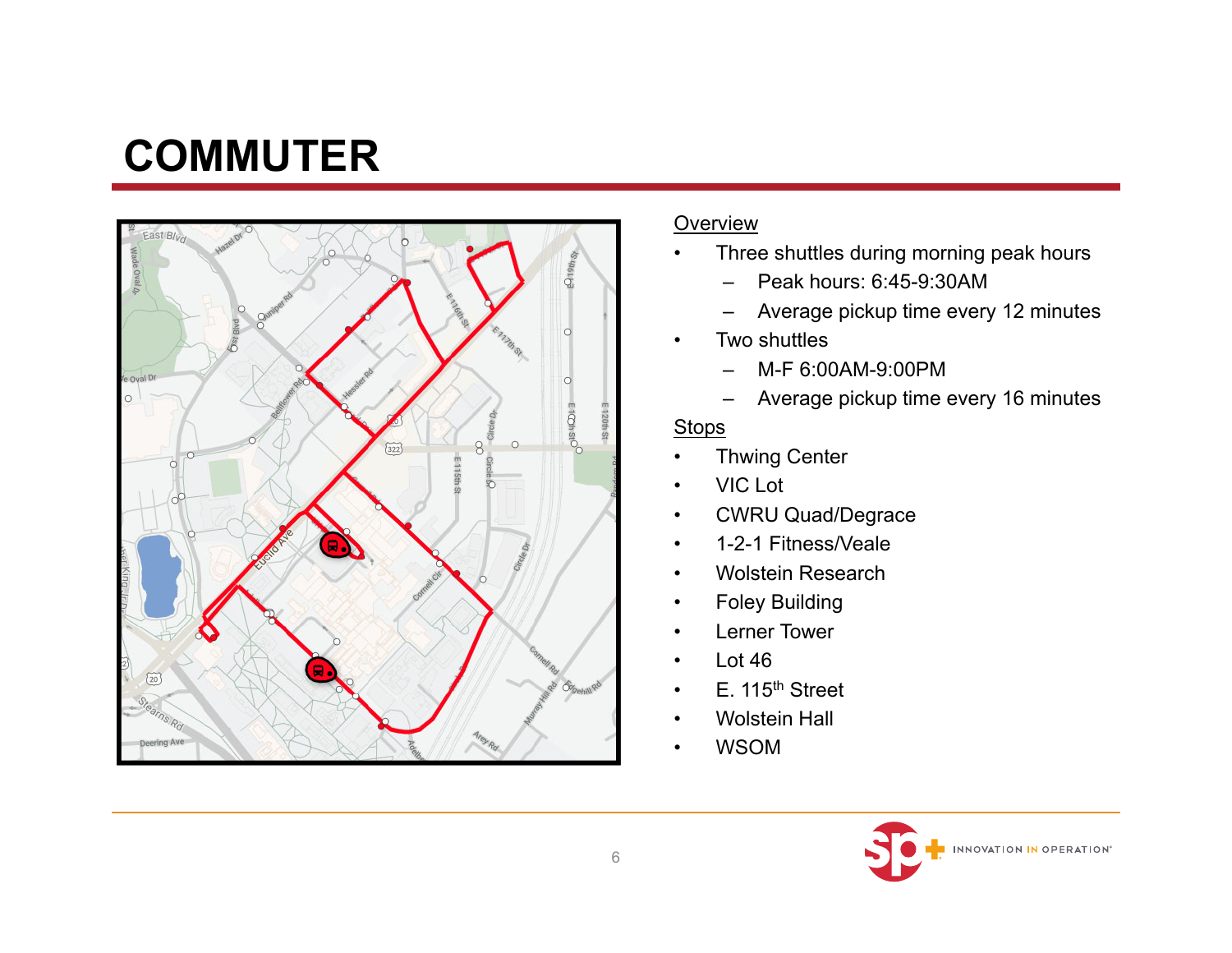# COMMUTER

Overview

- Three shuttles during morning peak hours
  - Peak hours: 6:45-9:30AM
  - Average pickup time every 12 minutes
- Two shuttles
  - M-F 6:00AM-9:00PM
  - Average pickup time every 16 minutes

Stops

- Thwing Center
- VIC Lot
- CWRU Quad/Degrace
- 1-2-1 Fitness/Veale
- Wolstein Research
- Foley Building
- Lerner Tower
- Lot 46
- E. 115th Street
- Wolstein Hall
- WSOM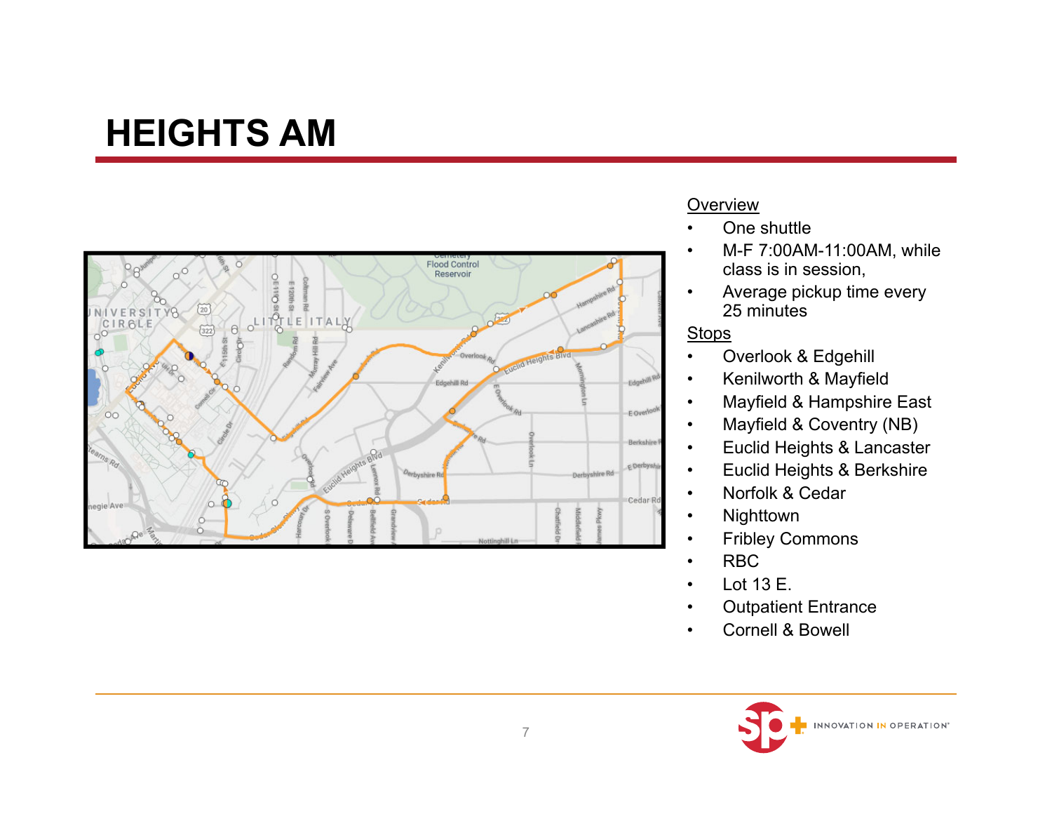# HEIGHTS AM

Overview

- One shuttle
- M-F 7:00AM-11:00AM, while class is in session,
- Average pickup time every 25 minutes

Stops

- Overlook & Edgehill
- Kenilworth & Mayfield
- Mayfield & Hampshire East
- Mayfield & Coventry (NB)
- Euclid Heights & Lancaster
- Euclid Heights & Berkshire
- Norfolk & Cedar
- Nighttown
- Fribley Commons
- RBC
- Lot 13 E.
- Outpatient Entrance
- Cornell & Bowell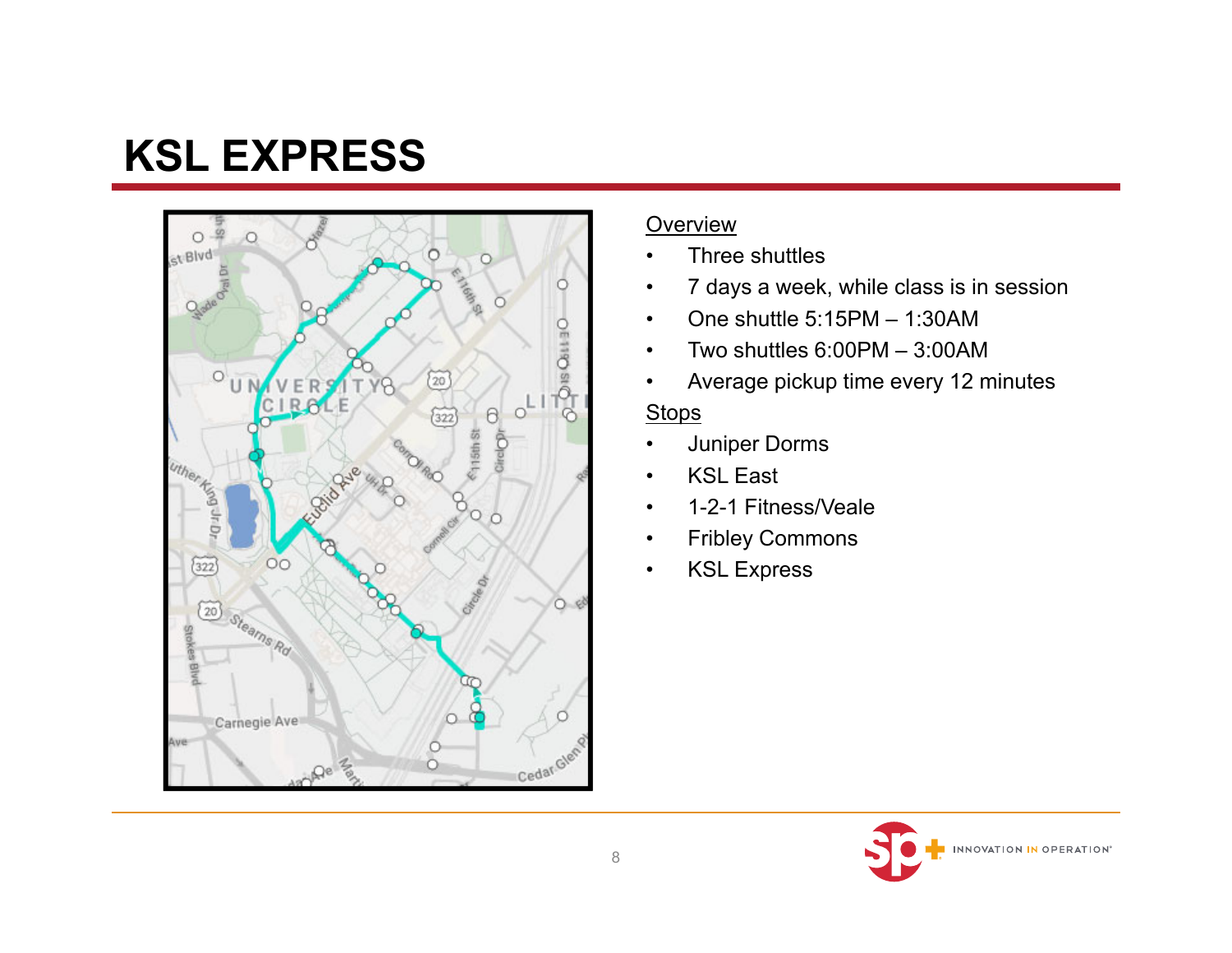# KSL EXPRESS

**Overview**

- Three shuttles
- 7 days a week, while class is in session
- One shuttle 5:15PM – 1:30AM
- Two shuttles 6:00PM – 3:00AM
- Average pickup time every 12 minutes

**Stops**

- Juniper Dorms
- KSL East
- 1-2-1 Fitness/Veale
- Fribley Commons
- KSL Express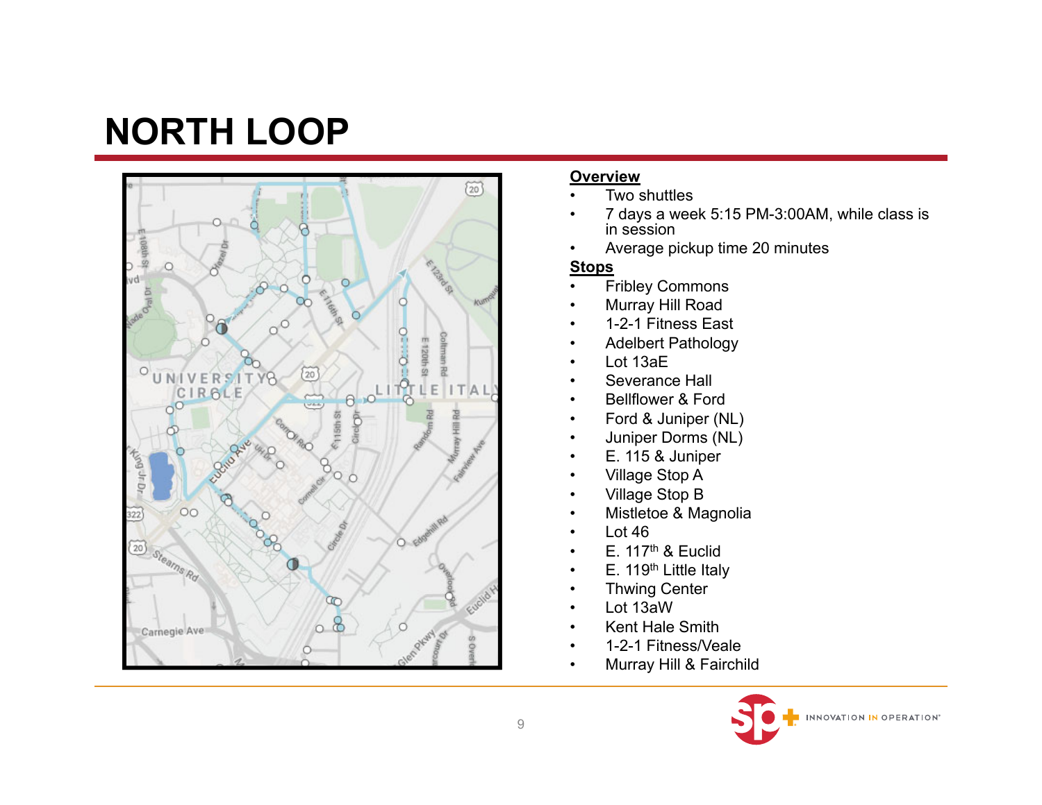# NORTH LOOP

**Overview**

- Two shuttles
- 7 days a week 5:15 PM-3:00AM, while class is in session
- Average pickup time 20 minutes

**Stops**

- Fribley Commons
- Murray Hill Road
- 1-2-1 Fitness East
- Adelbert Pathology
- Lot 13aE
- Severance Hall
- Bellflower & Ford
- Ford & Juniper (NL)
- Juniper Dorms (NL)
- E. 115 & Juniper
- Village Stop A
- Village Stop B
- Mistletoe & Magnolia
- Lot 46
- E. 117th & Euclid
- E. 119th Little Italy
- Thwing Center
- Lot 13aW
- Kent Hale Smith
- 1-2-1 Fitness/Veale
- Murray Hill & Fairchild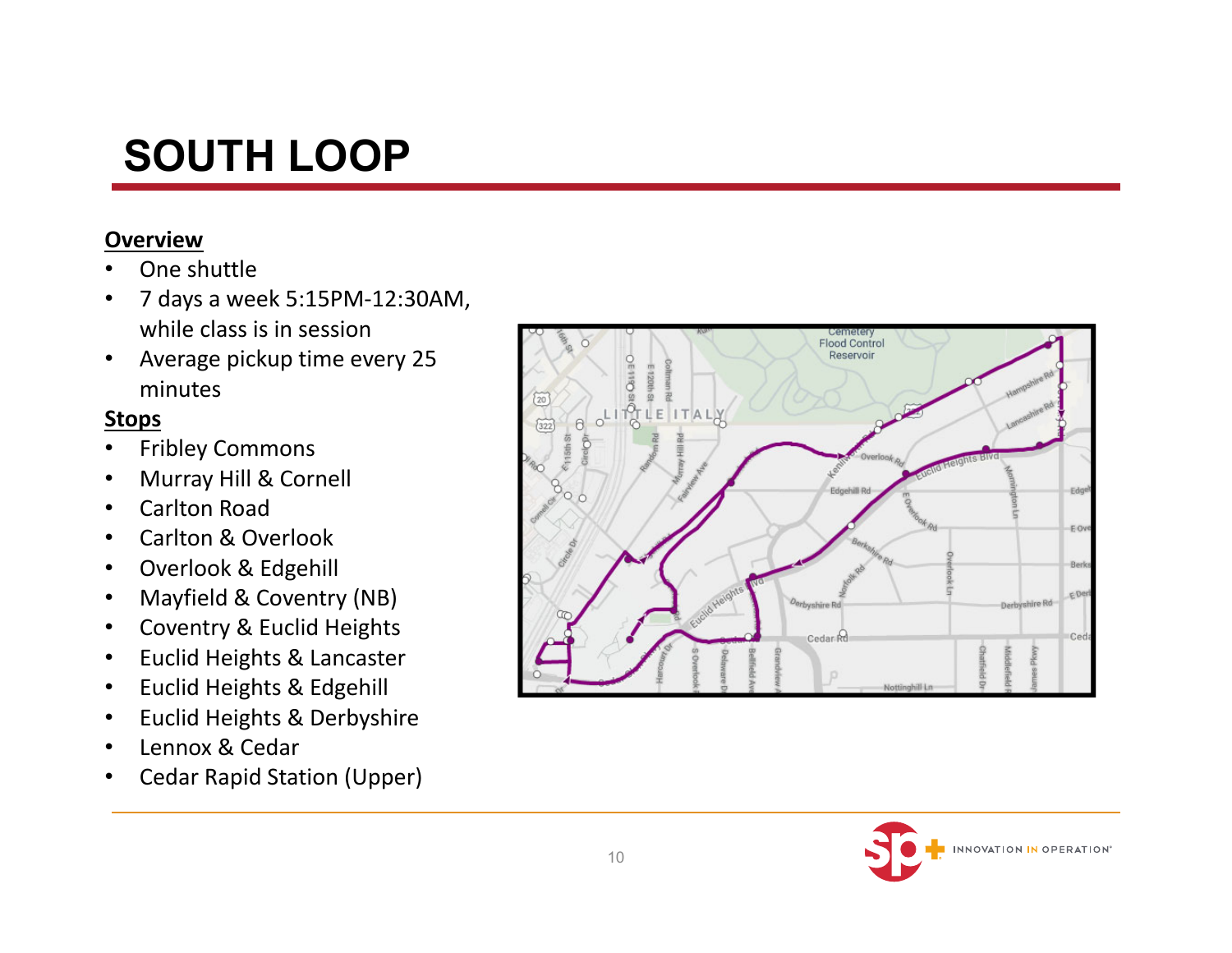# SOUTH LOOP

**Overview**

- One shuttle
- 7 days a week 5:15PM-12:30AM, while class is in session
- Average pickup time every 25 minutes

**Stops**

- Fribley Commons
- Murray Hill & Cornell
- Carlton Road
- Carlton & Overlook
- Overlook & Edgehill
- Mayfield & Coventry (NB)
- Coventry & Euclid Heights
- Euclid Heights & Lancaster
- Euclid Heights & Edgehill
- Euclid Heights & Derbyshire
- Lennox & Cedar
- Cedar Rapid Station (Upper)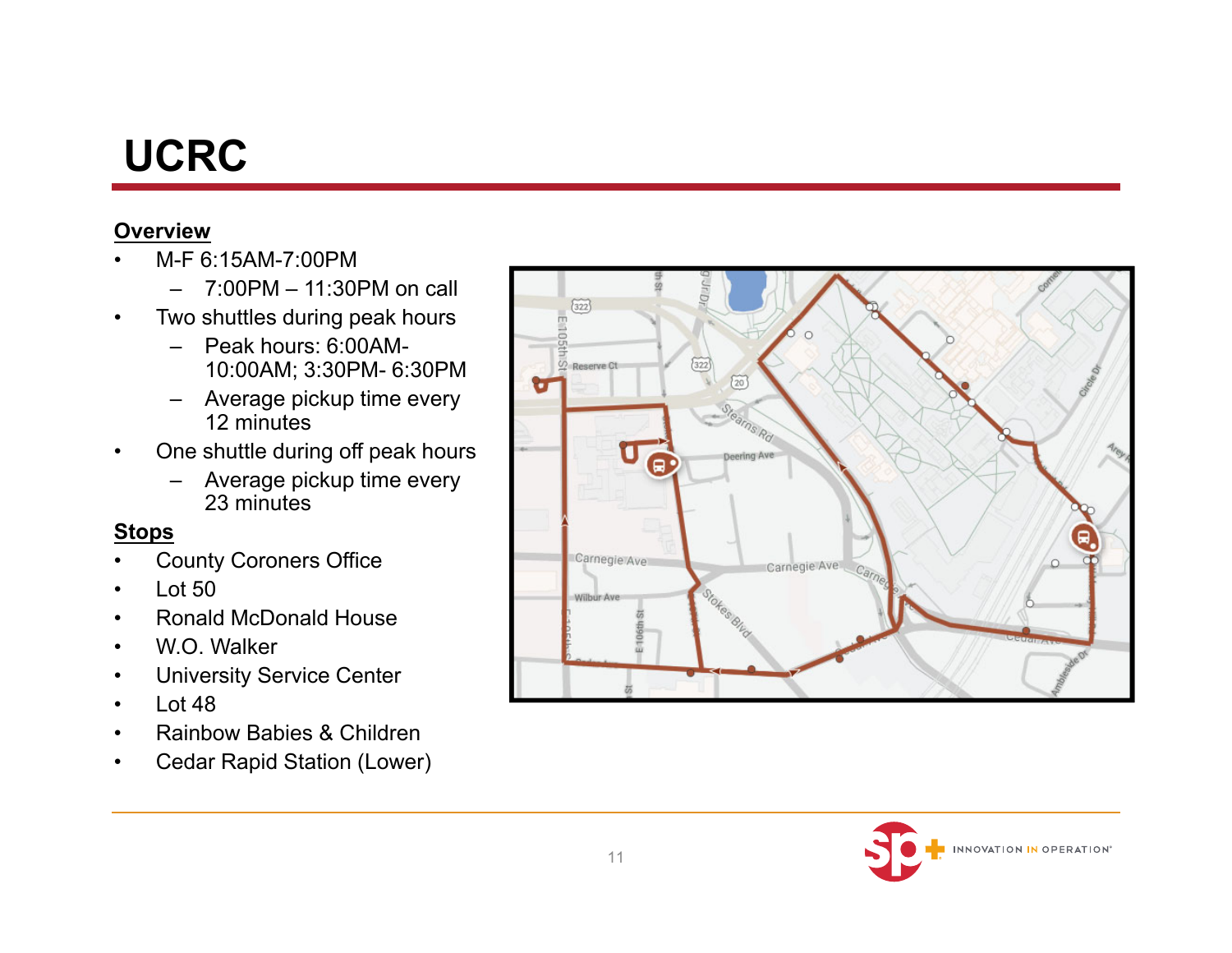# UCRC

**Overview**

- M-F 6:15AM-7:00PM
  - 7:00PM – 11:30PM on call
- Two shuttles during peak hours
  - Peak hours: 6:00AM-10:00AM; 3:30PM- 6:30PM
  - Average pickup time every 12 minutes
- One shuttle during off peak hours
  - Average pickup time every 23 minutes

**Stops**

- County Coroners Office
- Lot 50
- Ronald McDonald House
- W.O. Walker
- University Service Center
- Lot 48
- Rainbow Babies & Children
- Cedar Rapid Station (Lower)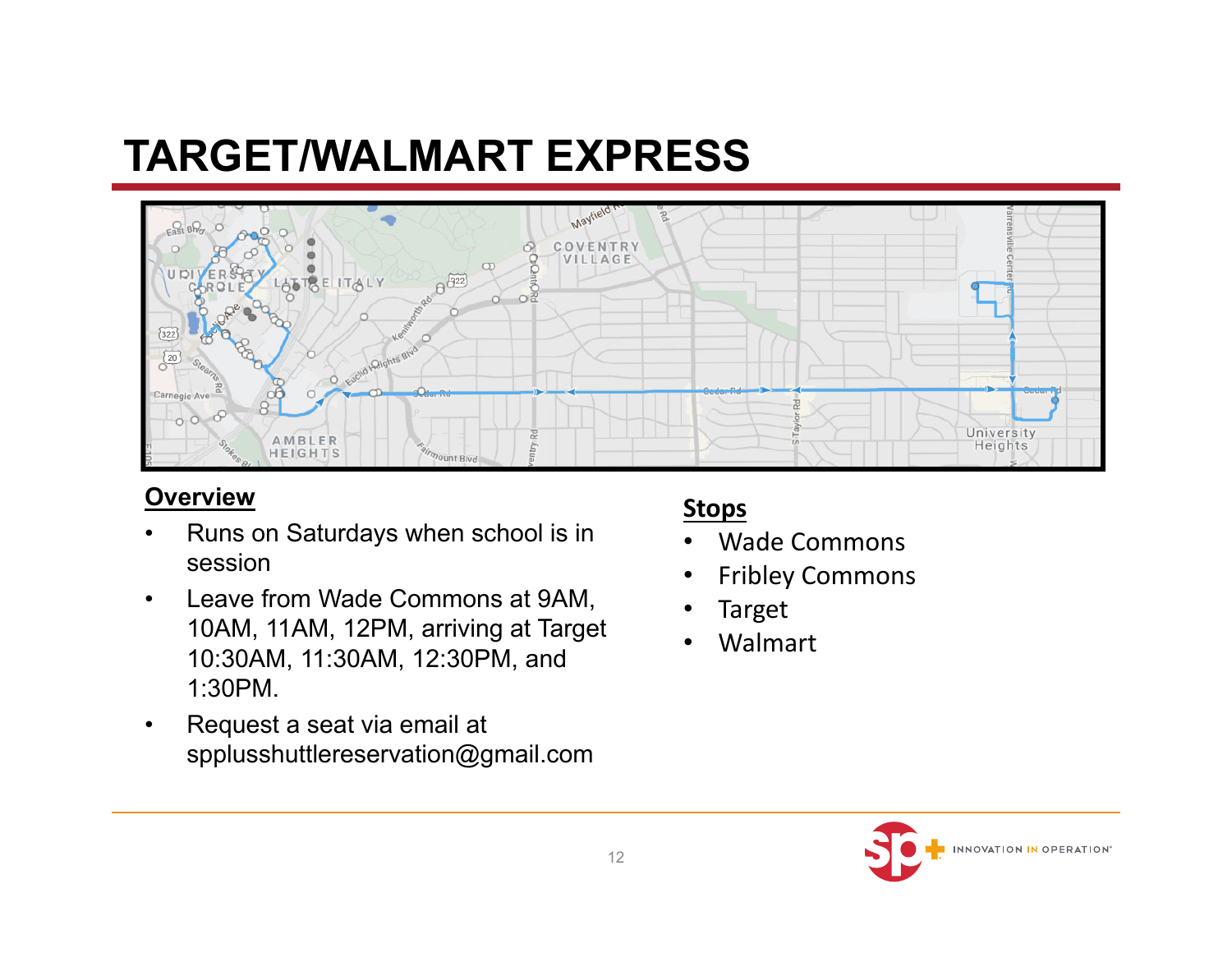# TARGET/WALMART EXPRESS

## Overview

- Runs on Saturdays when school is in session
- Leave from Wade Commons at 9AM, 10AM, 11AM, 12PM, arriving at Target 10:30AM, 11:30AM, 12:30PM, and 1:30PM.
- Request a seat via email at spplusshuttlereservation@gmail.com

## Stops

- Wade Commons
- Fribley Commons
- Target
- Walmart